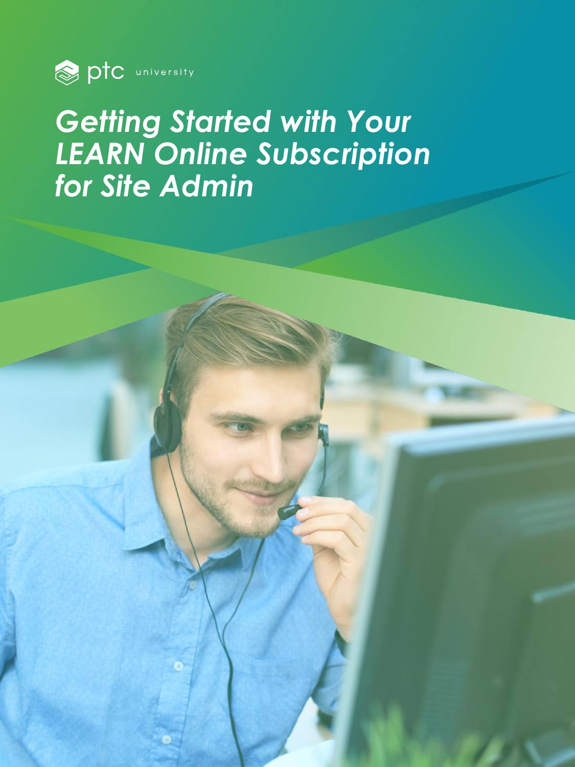ptc university

# *Getting Started with Your LEARN Online Subscription for Site Admin*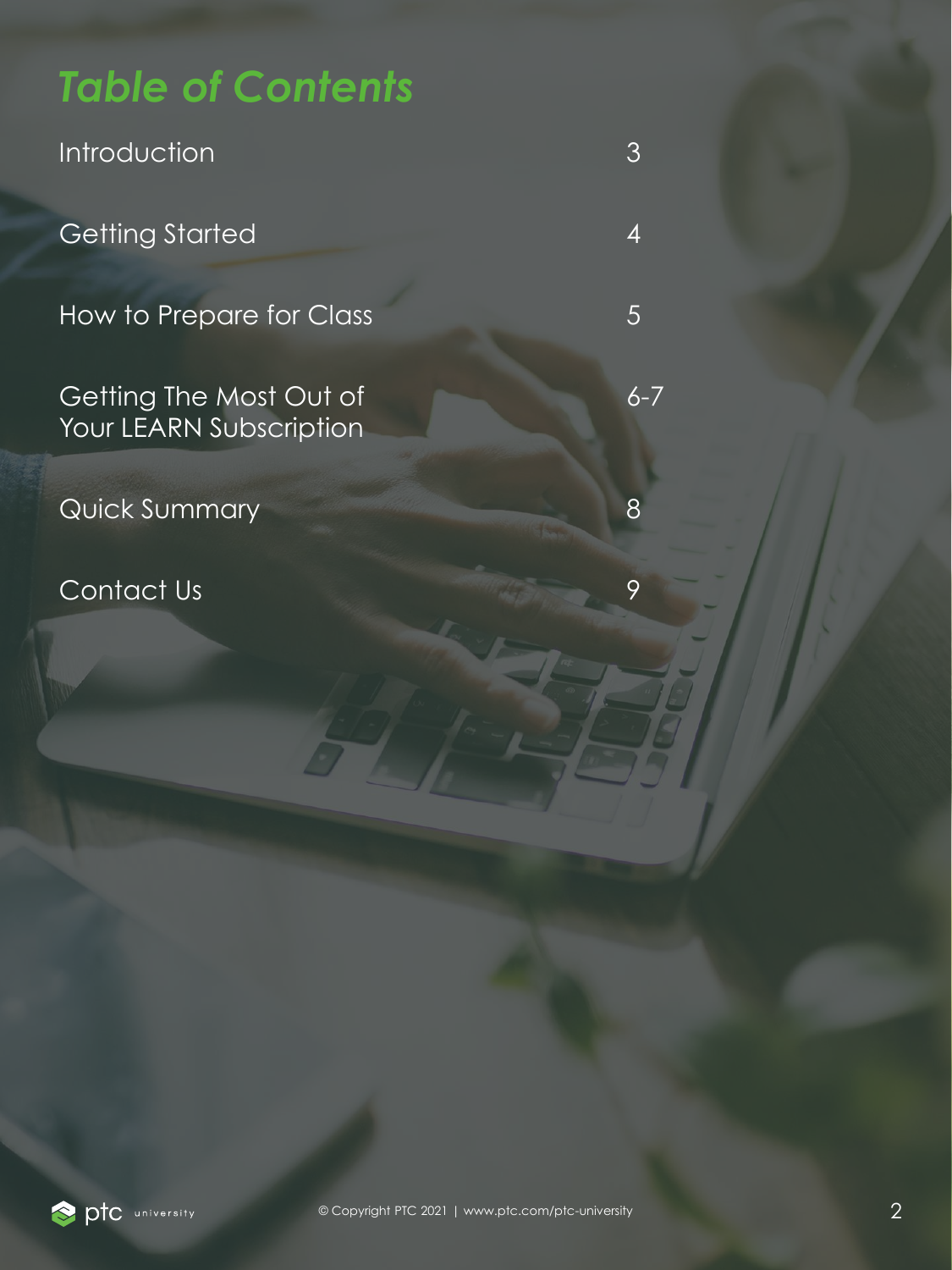# *Table of Contents*

| | |
|---|---|
| Introduction | 3 |
| Getting Started | 4 |
| How to Prepare for Class | 5 |
| Getting The Most Out of Your LEARN Subscription | 6-7 |
| Quick Summary | 8 |
| Contact Us | 9 |

© Copyright PTC 2021 | www.ptc.com/ptc-university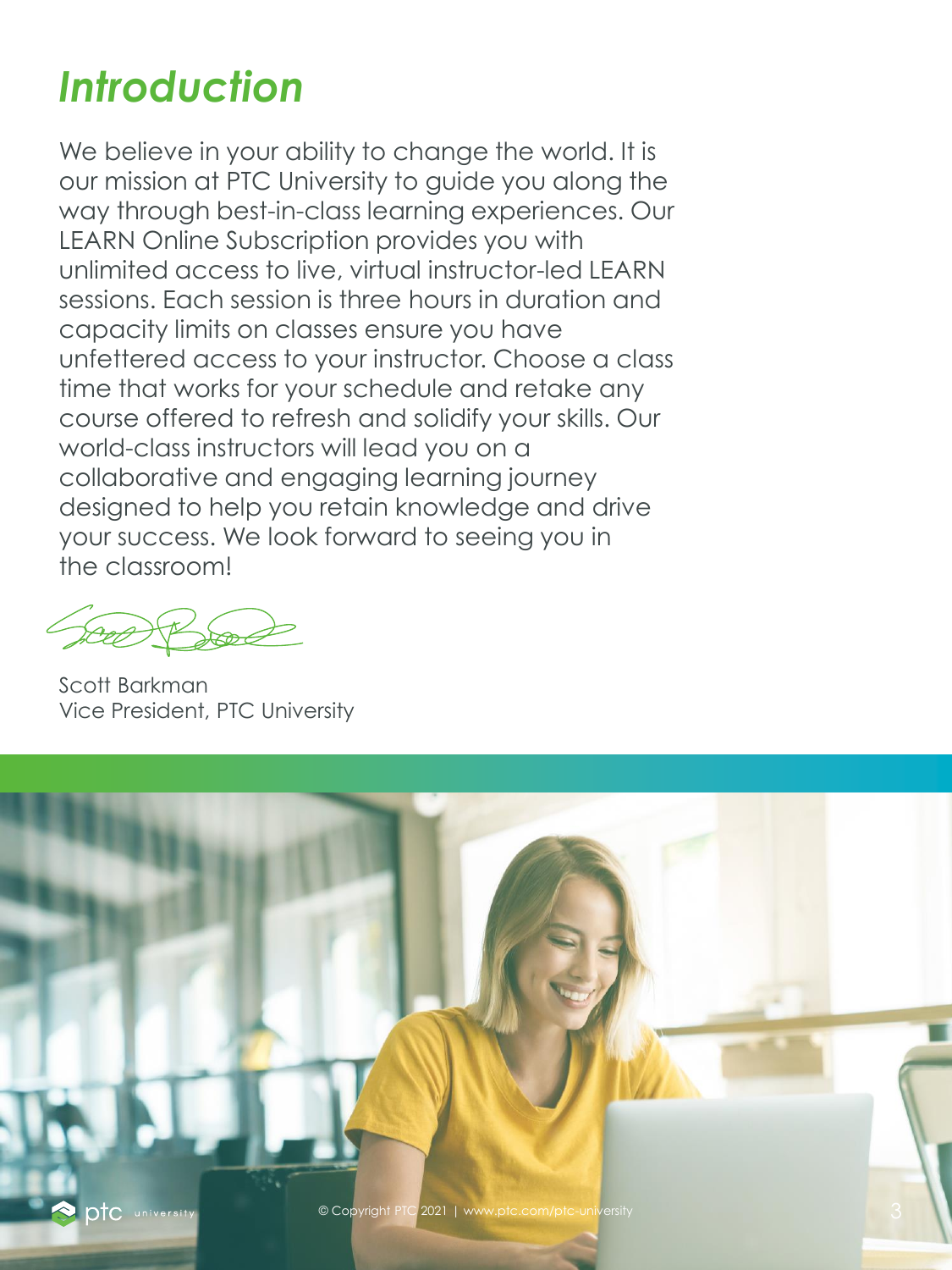# *Introduction*

We believe in your ability to change the world. It is our mission at PTC University to guide you along the way through best-in-class learning experiences. Our LEARN Online Subscription provides you with unlimited access to live, virtual instructor-led LEARN sessions. Each session is three hours in duration and capacity limits on classes ensure you have unfettered access to your instructor. Choose a class time that works for your schedule and retake any course offered to refresh and solidify your skills. Our world-class instructors will lead you on a collaborative and engaging learning journey designed to help you retain knowledge and drive your success. We look forward to seeing you in the classroom!

Scott Barkman
Vice President, PTC University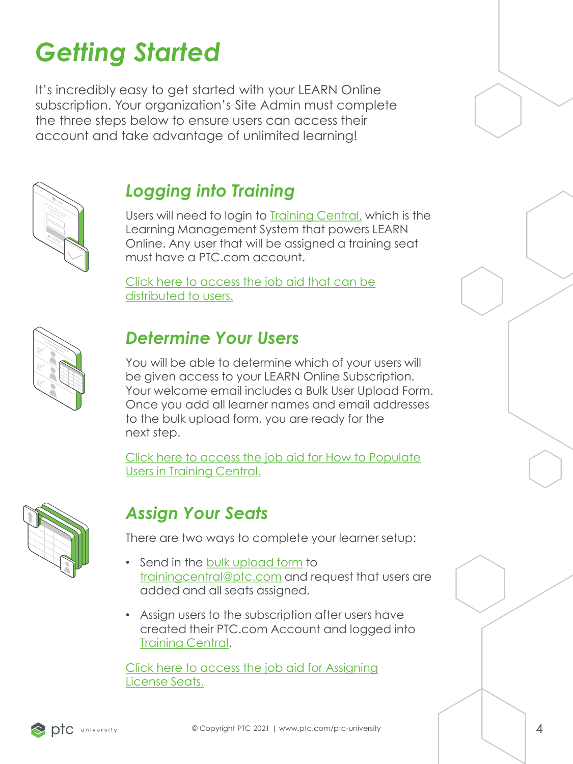# Getting Started

It's incredibly easy to get started with your LEARN Online subscription. Your organization's Site Admin must complete the three steps below to ensure users can access their account and take advantage of unlimited learning!

## Logging into Training

Users will need to login to Training Central, which is the Learning Management System that powers LEARN Online. Any user that will be assigned a training seat must have a PTC.com account.

Click here to access the job aid that can be distributed to users.

## Determine Your Users

You will be able to determine which of your users will be given access to your LEARN Online Subscription. Your welcome email includes a Bulk User Upload Form. Once you add all learner names and email addresses to the bulk upload form, you are ready for the next step.

Click here to access the job aid for How to Populate Users in Training Central.

## Assign Your Seats

There are two ways to complete your learner setup:

- Send in the bulk upload form to trainingcentral@ptc.com and request that users are added and all seats assigned.
- Assign users to the subscription after users have created their PTC.com Account and logged into Training Central.

Click here to access the job aid for Assigning License Seats.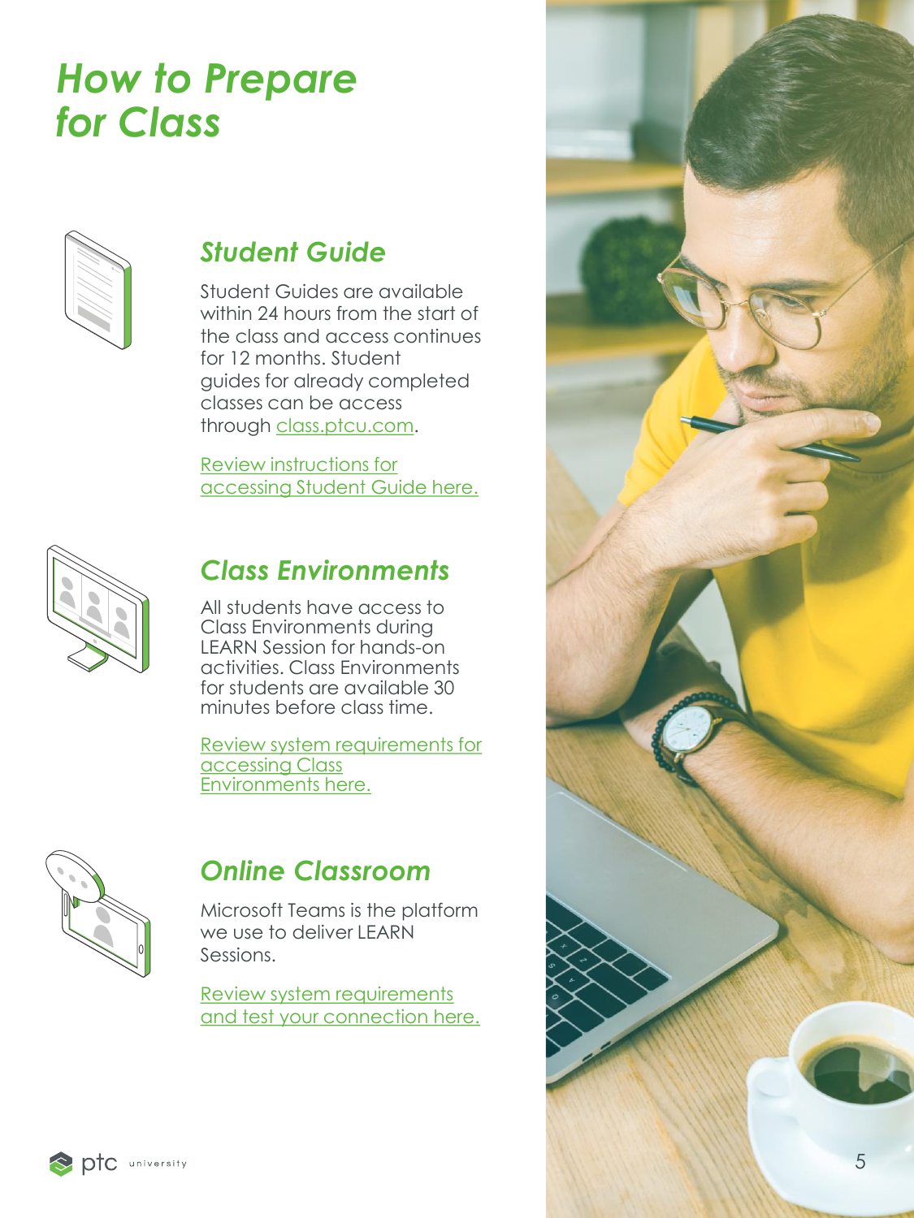# How to Prepare for Class

## Student Guide

Student Guides are available within 24 hours from the start of the class and access continues for 12 months. Student guides for already completed classes can be access through class.ptcu.com.

Review instructions for accessing Student Guide here.

## Class Environments

All students have access to Class Environments during LEARN Session for hands-on activities. Class Environments for students are available 30 minutes before class time.

Review system requirements for accessing Class Environments here.

## Online Classroom

Microsoft Teams is the platform we use to deliver LEARN Sessions.

Review system requirements and test your connection here.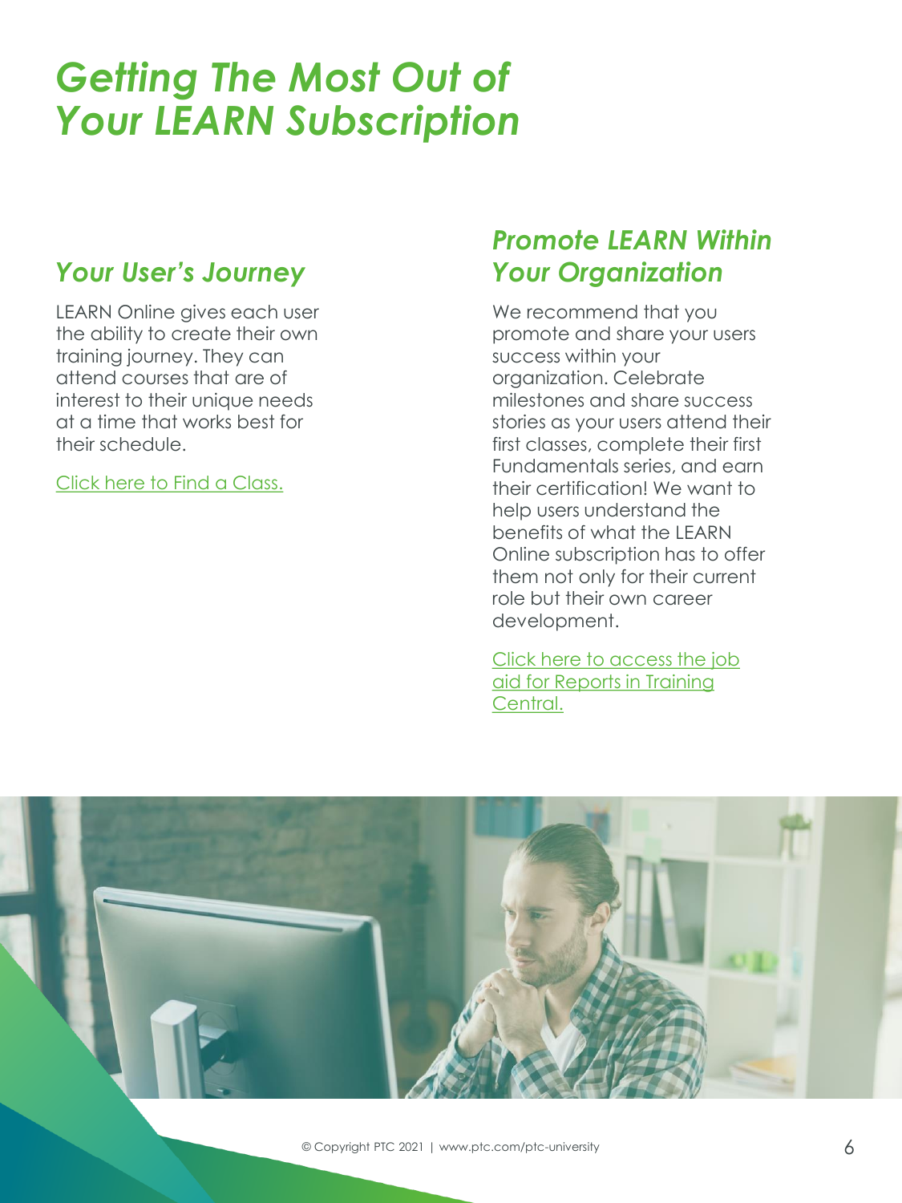# *Getting The Most Out of Your LEARN Subscription*

## *Your User's Journey*

LEARN Online gives each user the ability to create their own training journey. They can attend courses that are of interest to their unique needs at a time that works best for their schedule.

Click here to Find a Class.

## *Promote LEARN Within Your Organization*

We recommend that you promote and share your users success within your organization. Celebrate milestones and share success stories as your users attend their first classes, complete their first Fundamentals series, and earn their certification! We want to help users understand the benefits of what the LEARN Online subscription has to offer them not only for their current role but their own career development.

Click here to access the job aid for Reports in Training Central.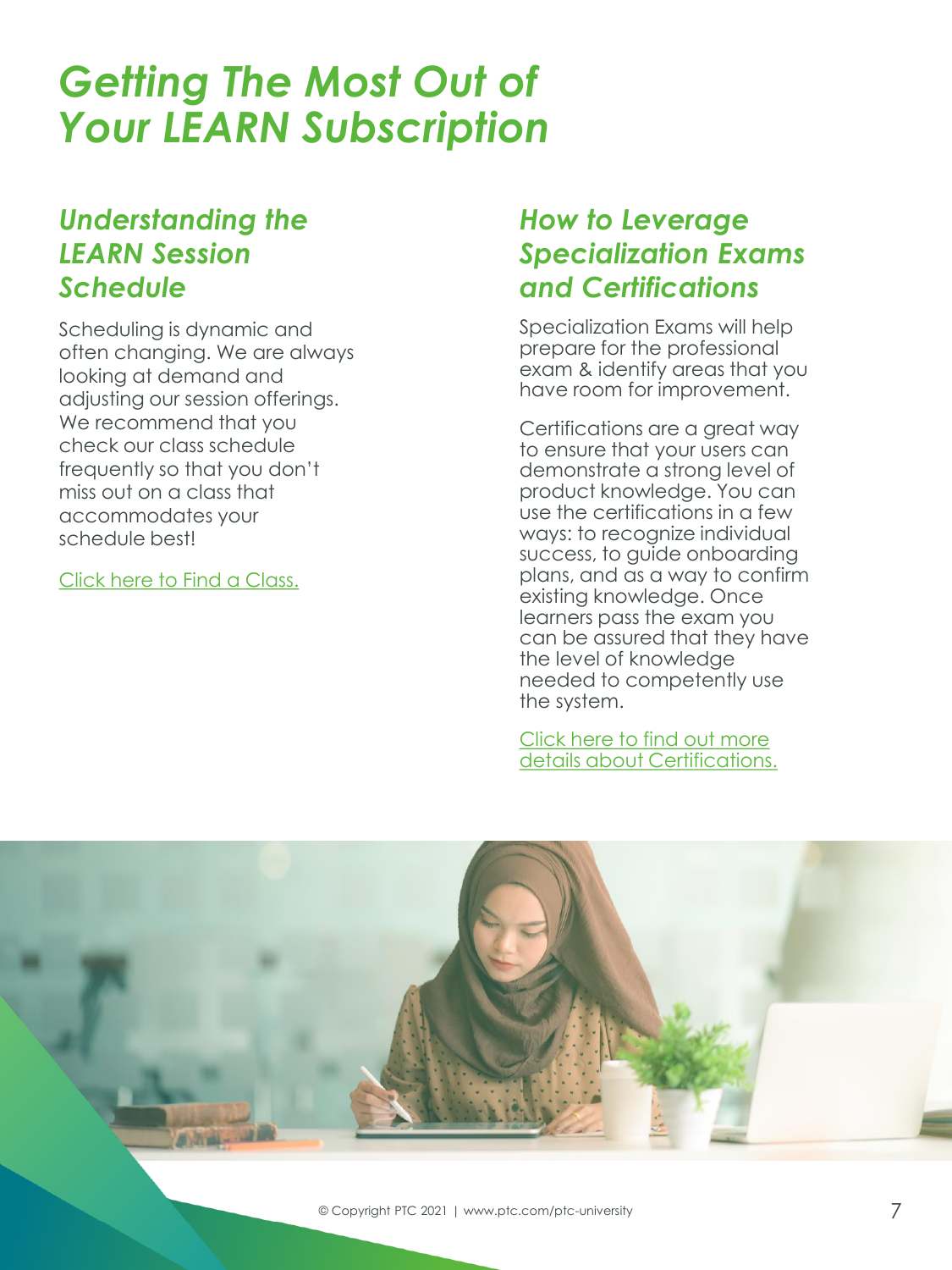# Getting The Most Out of Your LEARN Subscription

## Understanding the LEARN Session Schedule

Scheduling is dynamic and often changing. We are always looking at demand and adjusting our session offerings. We recommend that you check our class schedule frequently so that you don't miss out on a class that accommodates your schedule best!

Click here to Find a Class.

## How to Leverage Specialization Exams and Certifications

Specialization Exams will help prepare for the professional exam & identify areas that you have room for improvement.

Certifications are a great way to ensure that your users can demonstrate a strong level of product knowledge. You can use the certifications in a few ways: to recognize individual success, to guide onboarding plans, and as a way to confirm existing knowledge. Once learners pass the exam you can be assured that they have the level of knowledge needed to competently use the system.

Click here to find out more details about Certifications.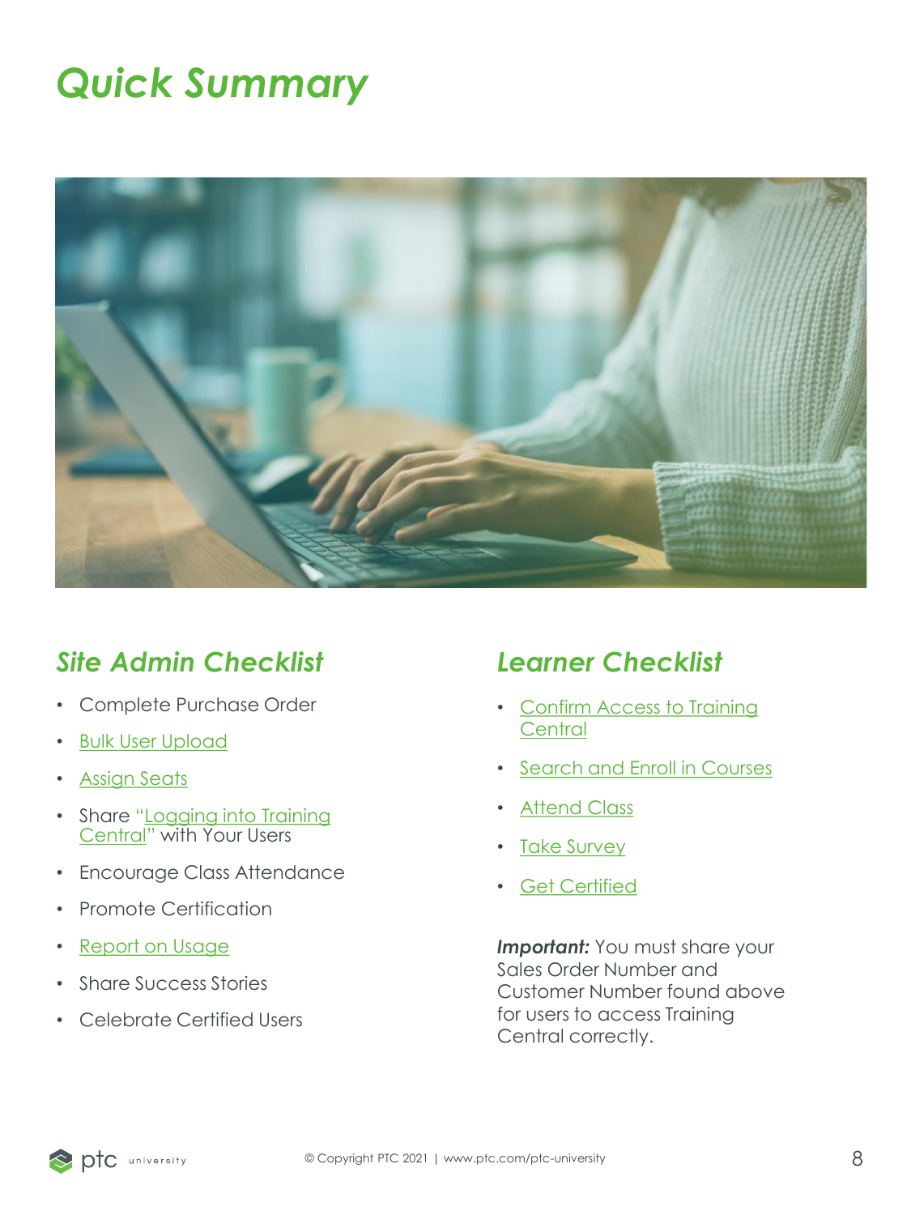# Quick Summary

## Site Admin Checklist

- Complete Purchase Order
- Bulk User Upload
- Assign Seats
- Share "Logging into Training Central" with Your Users
- Encourage Class Attendance
- Promote Certification
- Report on Usage
- Share Success Stories
- Celebrate Certified Users

## Learner Checklist

- Confirm Access to Training Central
- Search and Enroll in Courses
- Attend Class
- Take Survey
- Get Certified

***Important:*** You must share your Sales Order Number and Customer Number found above for users to access Training Central correctly.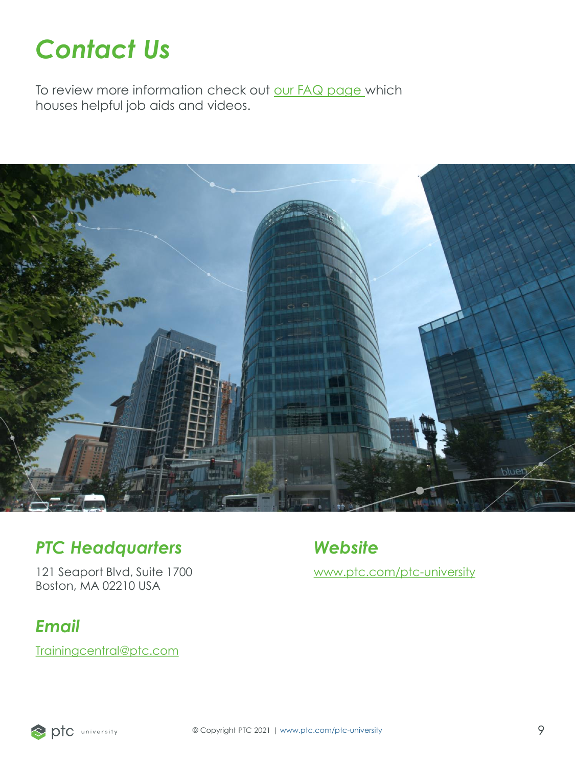# Contact Us

To review more information check out our FAQ page which houses helpful job aids and videos.

## PTC Headquarters

121 Seaport Blvd, Suite 1700
Boston, MA 02210 USA

## Website

www.ptc.com/ptc-university

## Email

Trainingcentral@ptc.com